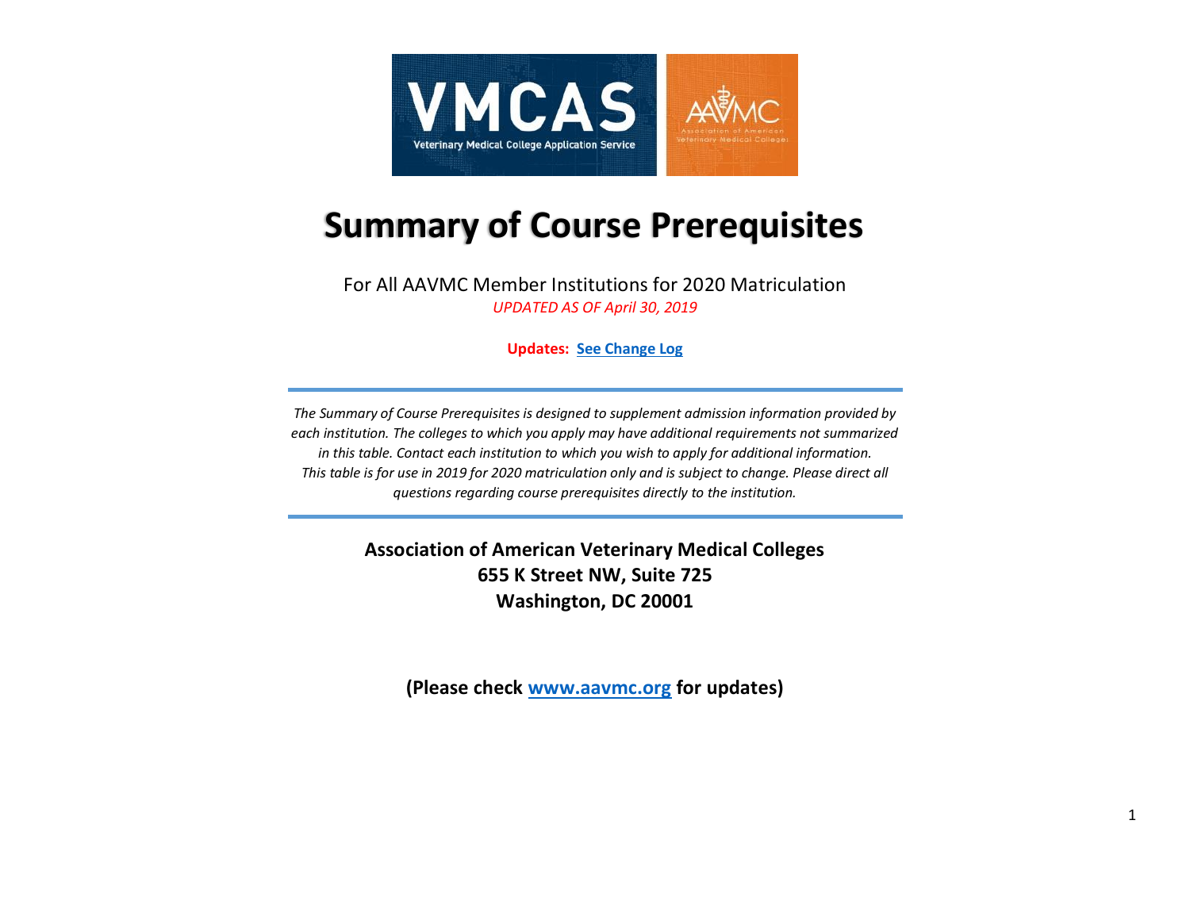# Summary of Course Prerequisites

For All AAVMC Member Institutions for 2020 Matriculation

*UPDATED AS OF April 30, 2019*

**Updates: See Change Log**

---

*The Summary of Course Prerequisites is designed to supplement admission information provided by each institution. The colleges to which you apply may have additional requirements not summarized in this table. Contact each institution to which you wish to apply for additional information. This table is for use in 2019 for 2020 matriculation only and is subject to change. Please direct all questions regarding course prerequisites directly to the institution.*

---

**Association of American Veterinary Medical Colleges**
**655 K Street NW, Suite 725**
**Washington, DC 20001**

**(Please check www.aavmc.org for updates)**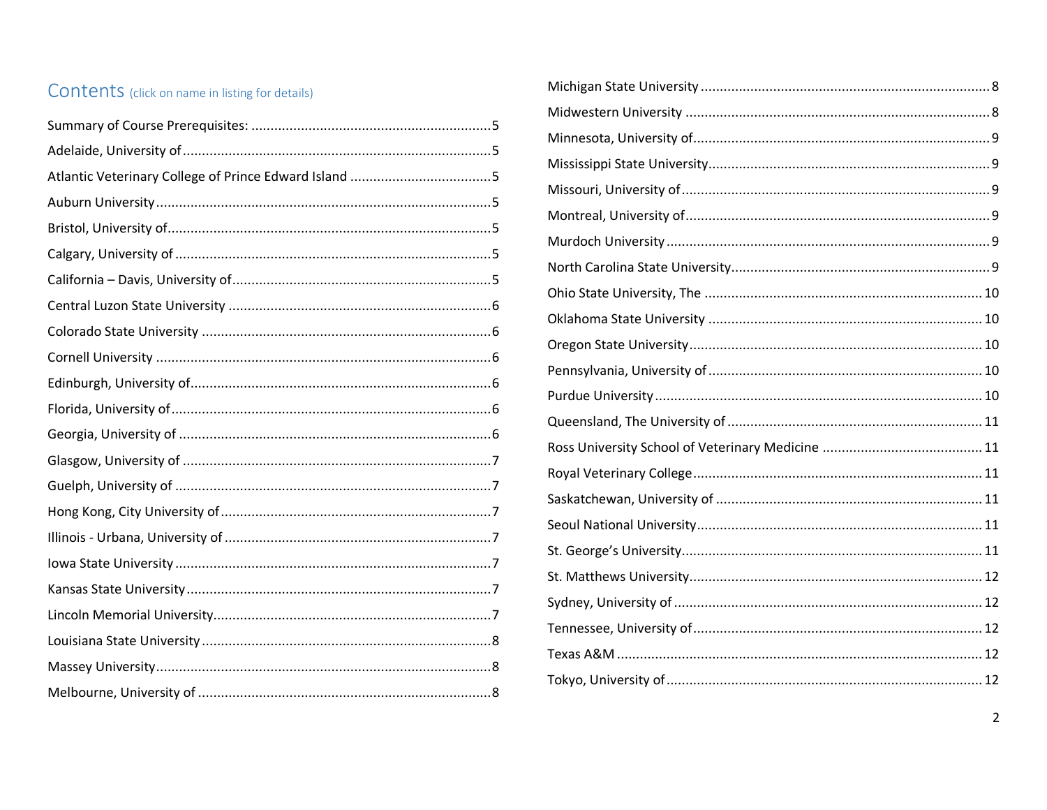# Contents (click on name in listing for details)

Summary of Course Prerequisites: .......... 5
Adelaide, University of .......... 5
Atlantic Veterinary College of Prince Edward Island .......... 5
Auburn University .......... 5
Bristol, University of .......... 5
Calgary, University of .......... 5
California – Davis, University of .......... 5
Central Luzon State University .......... 6
Colorado State University .......... 6
Cornell University .......... 6
Edinburgh, University of .......... 6
Florida, University of .......... 6
Georgia, University of .......... 6
Glasgow, University of .......... 7
Guelph, University of .......... 7
Hong Kong, City University of .......... 7
Illinois - Urbana, University of .......... 7
Iowa State University .......... 7
Kansas State University .......... 7
Lincoln Memorial University .......... 7
Louisiana State University .......... 8
Massey University .......... 8
Melbourne, University of .......... 8
Michigan State University .......... 8
Midwestern University .......... 8
Minnesota, University of .......... 9
Mississippi State University .......... 9
Missouri, University of .......... 9
Montreal, University of .......... 9
Murdoch University .......... 9
North Carolina State University .......... 9
Ohio State University, The .......... 10
Oklahoma State University .......... 10
Oregon State University .......... 10
Pennsylvania, University of .......... 10
Purdue University .......... 10
Queensland, The University of .......... 11
Ross University School of Veterinary Medicine .......... 11
Royal Veterinary College .......... 11
Saskatchewan, University of .......... 11
Seoul National University .......... 11
St. George's University .......... 11
St. Matthews University .......... 12
Sydney, University of .......... 12
Tennessee, University of .......... 12
Texas A&M .......... 12
Tokyo, University of .......... 12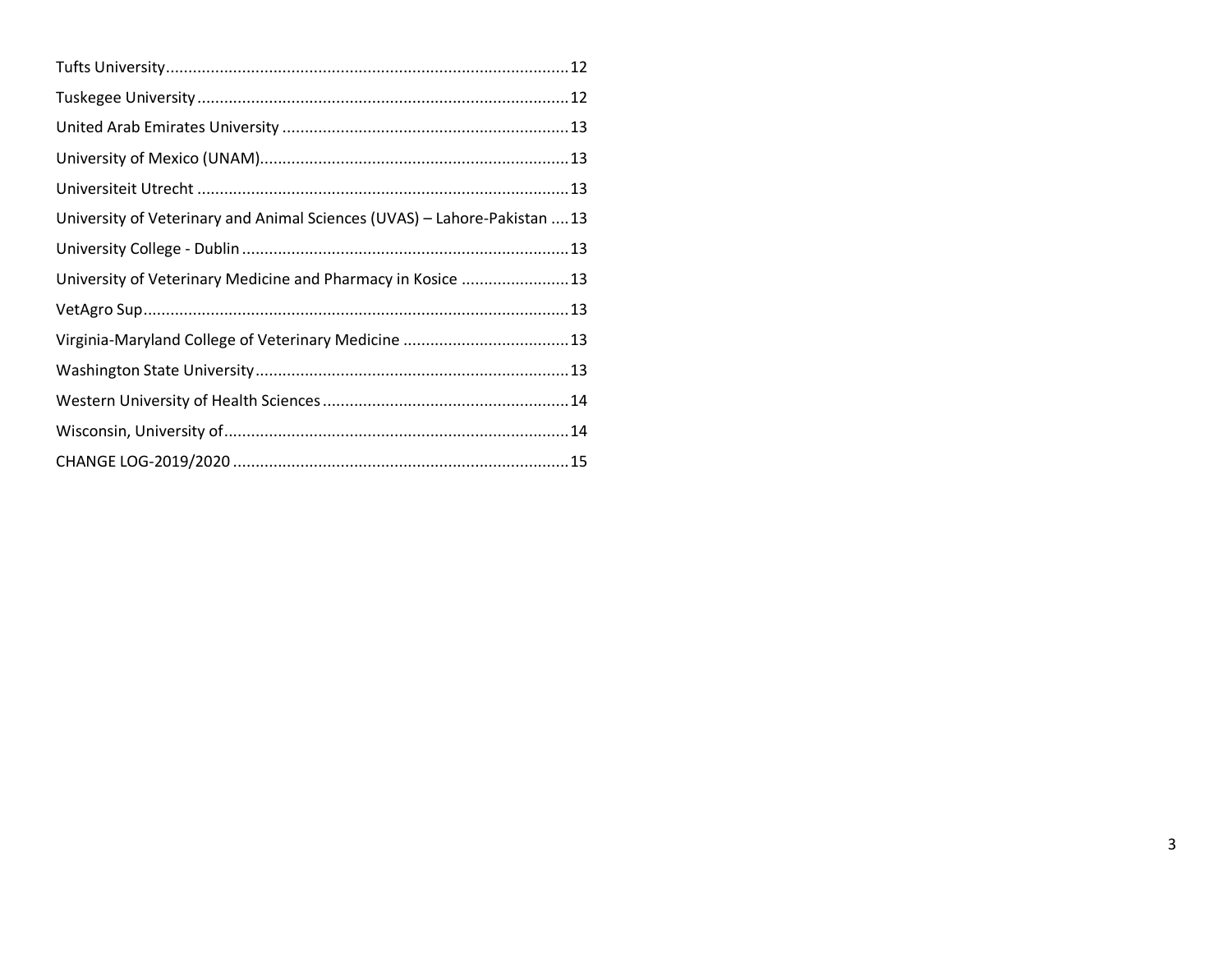Tufts University.........................................................................................12

Tuskegee University..................................................................................12

United Arab Emirates University ...............................................................13

University of Mexico (UNAM)....................................................................13

Universiteit Utrecht ..................................................................................13

University of Veterinary and Animal Sciences (UVAS) – Lahore-Pakistan ....13

University College - Dublin ........................................................................13

University of Veterinary Medicine and Pharmacy in Kosice ........................13

VetAgro Sup.............................................................................................13

Virginia-Maryland College of Veterinary Medicine ....................................13

Washington State University.....................................................................13

Western University of Health Sciences......................................................14

Wisconsin, University of............................................................................14

CHANGE LOG-2019/2020 ..........................................................................15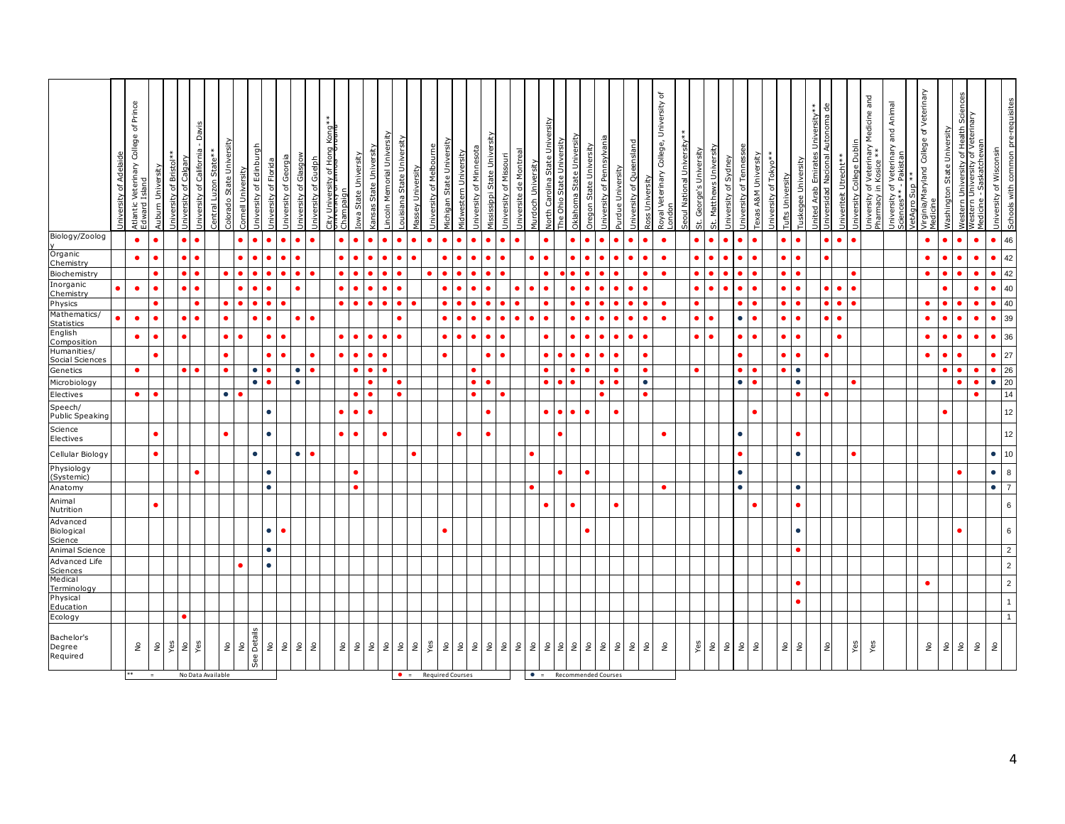| | University of Adelaide | Atlantic Veterinary College of Prince Edward Island | Auburn University | University of Bristol** | University of Calgary | University of California - Davis | Central Luzon State** | Colorado State University | Cornell University | University of Edinburgh | University of Florida | University of Georgia | University of Glasgow | University of Guelph | City University of Hong Kong** | University of Illinois - Urbana Champaign | Iowa State University | Kansas State University | Lincoln Memorial University | Louisiana State University | Massey University | University of Melbourne | Michigan State University | Midwestern University | University of Minnesota | Mississippi State University | University of Missouri | Universite de Montreal | Murdoch University | North Carolina State University | The Ohio State University | Oklahoma State University | Oregon State University | University of Pennsylvania | Purdue University | University of Queensland | Ross University | Royal Veterinary College, University of London | Seoul National University** | St. George's University | St. Matthews University | University of Sydney | University of Tennessee | Texas A&M University | University of Tokyo** | Tufts University | Tuskegee University | United Arab Emirates University** | Universidad Nacional Autonoma de | Univeriteit Utrecht** | University College Dublin | University of Veterinary Medicine and Pharmacy in Kosice ** | University of Veterinary and Animal Sciences** - Pakistan | VetAgro Sup ** | Virginia/Maryland College of Veterinary Medicine | Washington State University | Western University of Health Sciences | Western University of Veterinary Medicine - Saskatchewan | University of Wisconsin | Schools with common pre-requisites |
|---|---|---|---|---|---|---|---|---|---|---|---|---|---|---|---|---|---|---|---|---|---|---|---|---|---|---|---|---|---|---|---|---|---|---|---|---|---|---|---|---|---|---|---|---|---|---|---|---|---|---|---|---|---|---|---|---|---|---|---|---|
| Biology/Zoology | | ● | ● | | ● | ● | | | ● | ● | ● | ● | ● | ● | | ● | ● | ● | ● | ● | ● | ● | ● | ● | ● | ● | ● | ● | | ● | | ● | ● | ● | ● | ● | ● | ● | | ● | ● | ● | ● | ● | | ● | ● | | ● | ● | ● | | | | ● | ● | ● | ● | ● | 46 |
| Organic Chemistry | | ● | ● | | ● | ● | | | ● | ● | ● | ● | ● | | | ● | ● | ● | ● | ● | ● | | ● | ● | ● | ● | ● | | ● | ● | | ● | ● | ● | ● | ● | ● | ● | | ● | ● | ● | ● | ● | | ● | ● | | ● | | | | | | ● | ● | ● | ● | ● | 42 |
| Biochemistry | | | ● | | ● | ● | | ● | ● | ● | ● | ● | ● | ● | | ● | ● | ● | ● | ● | | ● | ● | ● | ● | ● | ● | | | ● | ● | ● | ● | ● | ● | | ● | ● | | ● | ● | ● | ● | ● | | ● | ● | | | | ● | | | | ● | ● | ● | ● | ● | 42 |
| Inorganic Chemistry | ● | ● | ● | | ● | ● | | | ● | ● | ● | | ● | | | ● | ● | ● | ● | ● | | | ● | ● | ● | ● | | ● | ● | ● | | ● | ● | ● | ● | ● | ● | | | ● | ● | ● | ● | ● | | ● | ● | | ● | ● | ● | | | | | ● | | ● | ● | 40 |
| Physics | | | ● | | | ● | | ● | ● | ● | ● | ● | | | | ● | ● | ● | ● | ● | ● | | ● | ● | ● | ● | ● | ● | | ● | | ● | ● | ● | ● | ● | ● | ● | | ● | | | ● | ● | | ● | ● | | ● | ● | ● | | | | ● | ● | ● | ● | ● | 40 |
| Mathematics/ Statistics | ● | ● | ● | | ● | ● | | ● | | ● | ● | | ● | ● | | | | | | ● | | | ● | ● | ● | ● | ● | ● | ● | ● | | ● | ● | ● | ● | ● | ● | ● | | ● | ● | | ○ | ● | | ● | ● | | ● | ● | | | | | ● | ● | ● | ● | ● | 39 |
| English Composition | | ● | ● | | ● | | | ● | ● | | ● | ● | | | | ● | ● | ● | ● | ● | | | ● | ● | ● | ● | ● | | | ● | | ● | ● | ● | ● | ● | ● | | | ● | ● | | ● | ● | | ● | ● | | | ● | | | | | ● | ● | ● | ● | ● | 36 |
| Humanities/ Social Sciences | | | ● | | | | | ● | | | ● | ● | | ● | | ● | ● | ● | ● | | | | ● | | | ● | ● | | | ● | ● | ● | ● | ● | ● | | ● | | | | | | ● | | | ● | ● | | ● | | | | | | ● | ● | ● | | ● | 27 |
| Genetics | | ● | | | ● | ● | | ● | | ○ | ● | | ○ | ● | | | ● | ● | ● | | | | | | ● | | | | | ● | | ● | ● | | ● | | ● | | | ● | | | ● | ● | | ● | ○ | | | | | | | | | ● | ● | ● | ● | 26 |
| Microbiology | | | | | | | | | | ○ | ● | | ○ | | | | | ● | | ● | | | | | ● | ● | | | | ● | ● | ● | | ● | ● | | ○ | | | | | | ○ | ● | | | ○ | | | | ● | | | | | | ● | ● | ○ | 20 |
| Electives | | | | | | | | ○ | ● | | | | | | | | ● | ● | | ● | | | | | ● | | ● | | | | | | | ● | | | ● | | | | | | | | | | ● | | ● | | | | | | | | | ● | | 14 |
| Speech/ Public Speaking | | | | | | | | | | | ○ | | | | | ● | ● | ● | | | | | | | | ● | | | | ● | ● | ● | ● | | ● | | | | | | | | | ● | | | | | | | | | | | | ● | | | | 12 |
| Science Electives | | | ● | | | | | ● | | | ○ | | | | | ● | ● | | ● | | | | | ● | | ● | | | | | ● | | | | | | | ● | | | | | ○ | | | | ● | | | | | | | | | | | | | 12 |
| Cellular Biology | | | ● | | | | | | | ○ | | | ○ | ● | | | | | | | ● | | | | | | | | ● | | | | | | | | | | | | | | ● | | | | ○ | | | | ● | | | | | | | | ○ | 10 |
| Physiology (Systemic) | | | | | | ● | | | | | ○ | | | | | | ● | | | | | | | | | | | | | | ● | | ● | | | | | | | | | | ○ | | | | | | | | | | | | | | ● | | ○ | 8 |
| Anatomy | | | | | | | | | | | ○ | | | | | | ● | | | | | | | | | | | | ● | | | | | | | | | ● | | | | | ○ | | | | ○ | | | | | | | | | | | | ○ | 7 |
| Animal Nutrition | | | ● | | | | | | | | | | | | | | | | | | | | | | | | | | | ● | | ● | | | ● | | | | | | | | | ● | | | ● | | | | | | | | | | | | | 6 |
| Advanced Biological Science | | | | | | | | | | | ○ | ● | | | | | | | | | | | ● | | | | | | | | | | ● | | | | | | | | | | | | | | ○ | | | | | | | | | | ● | | | 6 |
| Animal Science | | | | | | | | | | | ○ | | | | | | | | | | | | | | | | | | | | | | | | | | | | | | | | | | | | ● | | | | | | | | | | | | | 2 |
| Advanced Life Sciences | | | | | | | | | ● | | ○ | | | | | | | | | | | | | | | | | | | | | | | | | | | | | | | | | | | | | | | | | | | | | | | | | 2 |
| Medical Terminology | | | | | | | | | | | | | | | | | | | | | | | | | | | | | | | | | | | | | | | | | | | | | | | ● | | | | | | | | ● | | | | | 2 |
| Physical Education | | | | | | | | | | | | | | | | | | | | | | | | | | | | | | | | | | | | | | | | | | | | | | | ● | | | | | | | | | | | | | 1 |
| Ecology | | | | | ● | | | | | | | | | | | | | | | | | | | | | | | | | | | | | | | | | | | | | | | | | | | | | | | | | | | | | | | 1 |
| Bachelor's Degree Required | | No | No | Yes | No | Yes | | No | No | See Details | No | No | No | No | | No | No | No | No | No | No | Yes | No | No | No | No | No | No | No | No | No | No | No | No | No | No | No | No | | Yes | No | No | No | No | | No | No | | No | | Yes | Yes | | | No | No | No | No | No | |

** = No Data Available

● = Required Courses

○ = Recommended Courses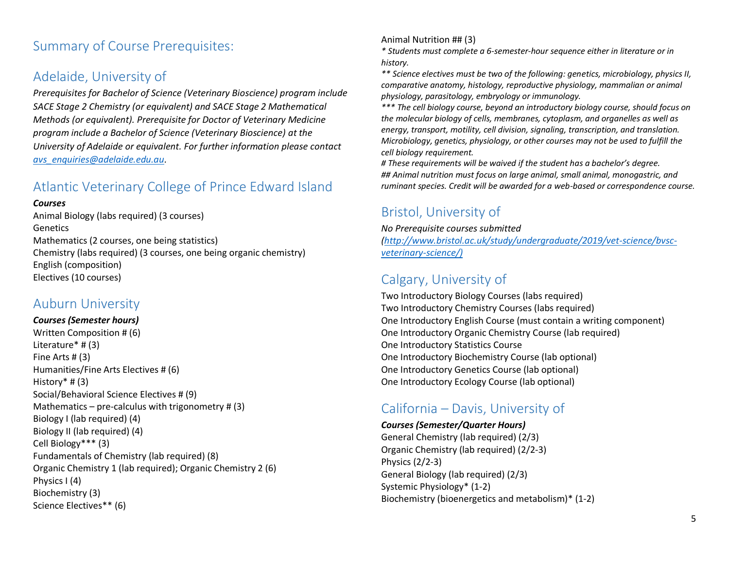## Summary of Course Prerequisites:

## Adelaide, University of

*Prerequisites for Bachelor of Science (Veterinary Bioscience) program include SACE Stage 2 Chemistry (or equivalent) and SACE Stage 2 Mathematical Methods (or equivalent). Prerequisite for Doctor of Veterinary Medicine program include a Bachelor of Science (Veterinary Bioscience) at the University of Adelaide or equivalent. For further information please contact [avs_enquiries@adelaide.edu.au](mailto:avs_enquiries@adelaide.edu.au).*

## Atlantic Veterinary College of Prince Edward Island

***Courses***

Animal Biology (labs required) (3 courses)
Genetics
Mathematics (2 courses, one being statistics)
Chemistry (labs required) (3 courses, one being organic chemistry)
English (composition)
Electives (10 courses)

## Auburn University

***Courses (Semester hours)***

Written Composition # (6)
Literature* # (3)
Fine Arts # (3)
Humanities/Fine Arts Electives # (6)
History* # (3)
Social/Behavioral Science Electives # (9)
Mathematics – pre-calculus with trigonometry # (3)
Biology I (lab required) (4)
Biology II (lab required) (4)
Cell Biology*** (3)
Fundamentals of Chemistry (lab required) (8)
Organic Chemistry 1 (lab required); Organic Chemistry 2 (6)
Physics I (4)
Biochemistry (3)
Science Electives** (6)
Animal Nutrition ## (3)

*\* Students must complete a 6-semester-hour sequence either in literature or in history.*

*\*\* Science electives must be two of the following: genetics, microbiology, physics II, comparative anatomy, histology, reproductive physiology, mammalian or animal physiology, parasitology, embryology or immunology.*

*\*\*\* The cell biology course, beyond an introductory biology course, should focus on the molecular biology of cells, membranes, cytoplasm, and organelles as well as energy, transport, motility, cell division, signaling, transcription, and translation. Microbiology, genetics, physiology, or other courses may not be used to fulfill the cell biology requirement.*

*# These requirements will be waived if the student has a bachelor's degree.*

*## Animal nutrition must focus on large animal, small animal, monogastric, and ruminant species. Credit will be awarded for a web-based or correspondence course.*

## Bristol, University of

*No Prerequisite courses submitted ([http://www.bristol.ac.uk/study/undergraduate/2019/vet-science/bvsc-veterinary-science/](http://www.bristol.ac.uk/study/undergraduate/2019/vet-science/bvsc-veterinary-science/))*

## Calgary, University of

Two Introductory Biology Courses (labs required)
Two Introductory Chemistry Courses (labs required)
One Introductory English Course (must contain a writing component)
One Introductory Organic Chemistry Course (lab required)
One Introductory Statistics Course
One Introductory Biochemistry Course (lab optional)
One Introductory Genetics Course (lab optional)
One Introductory Ecology Course (lab optional)

## California – Davis, University of

***Courses (Semester/Quarter Hours)***

General Chemistry (lab required) (2/3)
Organic Chemistry (lab required) (2/2-3)
Physics (2/2-3)
General Biology (lab required) (2/3)
Systemic Physiology* (1-2)
Biochemistry (bioenergetics and metabolism)* (1-2)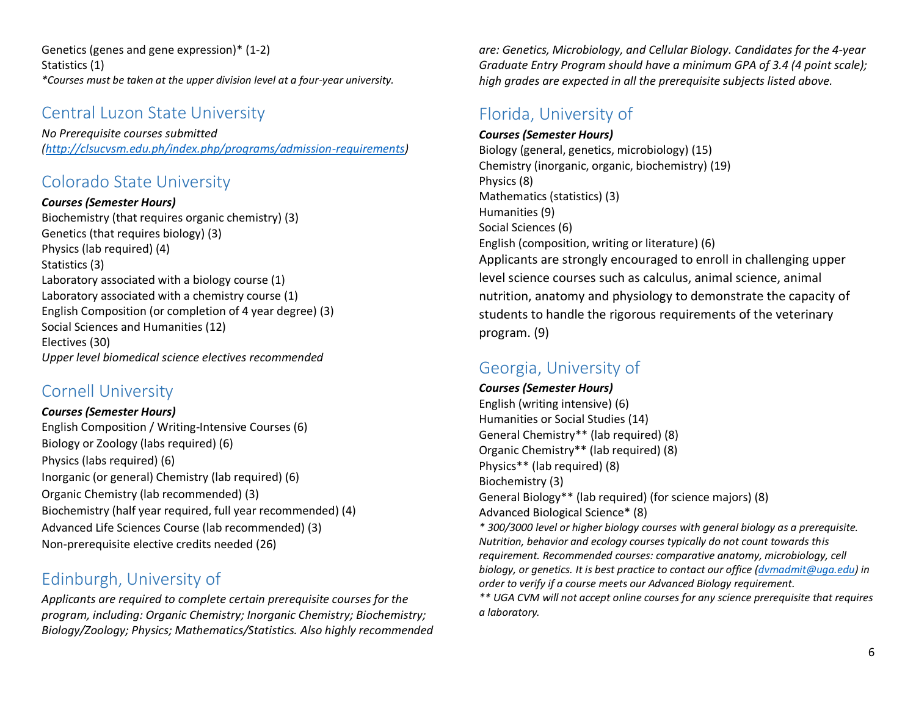Genetics (genes and gene expression)* (1-2)
Statistics (1)
*\*Courses must be taken at the upper division level at a four-year university.*

## Central Luzon State University

*No Prerequisite courses submitted*
*([http://clsucvsm.edu.ph/index.php/programs/admission-requirements](http://clsucvsm.edu.ph/index.php/programs/admission-requirements))*

## Colorado State University

***Courses (Semester Hours)***
Biochemistry (that requires organic chemistry) (3)
Genetics (that requires biology) (3)
Physics (lab required) (4)
Statistics (3)
Laboratory associated with a biology course (1)
Laboratory associated with a chemistry course (1)
English Composition (or completion of 4 year degree) (3)
Social Sciences and Humanities (12)
Electives (30)
*Upper level biomedical science electives recommended*

## Cornell University

***Courses (Semester Hours)***
English Composition / Writing-Intensive Courses (6)
Biology or Zoology (labs required) (6)
Physics (labs required) (6)
Inorganic (or general) Chemistry (lab required) (6)
Organic Chemistry (lab recommended) (3)
Biochemistry (half year required, full year recommended) (4)
Advanced Life Sciences Course (lab recommended) (3)
Non-prerequisite elective credits needed (26)

## Edinburgh, University of

*Applicants are required to complete certain prerequisite courses for the program, including: Organic Chemistry; Inorganic Chemistry; Biochemistry; Biology/Zoology; Physics; Mathematics/Statistics. Also highly recommended are: Genetics, Microbiology, and Cellular Biology. Candidates for the 4-year Graduate Entry Program should have a minimum GPA of 3.4 (4 point scale); high grades are expected in all the prerequisite subjects listed above.*

## Florida, University of

***Courses (Semester Hours)***
Biology (general, genetics, microbiology) (15)
Chemistry (inorganic, organic, biochemistry) (19)
Physics (8)
Mathematics (statistics) (3)
Humanities (9)
Social Sciences (6)
English (composition, writing or literature) (6)
Applicants are strongly encouraged to enroll in challenging upper level science courses such as calculus, animal science, animal nutrition, anatomy and physiology to demonstrate the capacity of students to handle the rigorous requirements of the veterinary program. (9)

## Georgia, University of

***Courses (Semester Hours)***
English (writing intensive) (6)
Humanities or Social Studies (14)
General Chemistry** (lab required) (8)
Organic Chemistry** (lab required) (8)
Physics** (lab required) (8)
Biochemistry (3)
General Biology** (lab required) (for science majors) (8)
Advanced Biological Science* (8)
*\* 300/3000 level or higher biology courses with general biology as a prerequisite. Nutrition, behavior and ecology courses typically do not count towards this requirement. Recommended courses: comparative anatomy, microbiology, cell biology, or genetics. It is best practice to contact our office ([dvmadmit@uga.edu](mailto:dvmadmit@uga.edu)) in order to verify if a course meets our Advanced Biology requirement.*
*\*\* UGA CVM will not accept online courses for any science prerequisite that requires a laboratory.*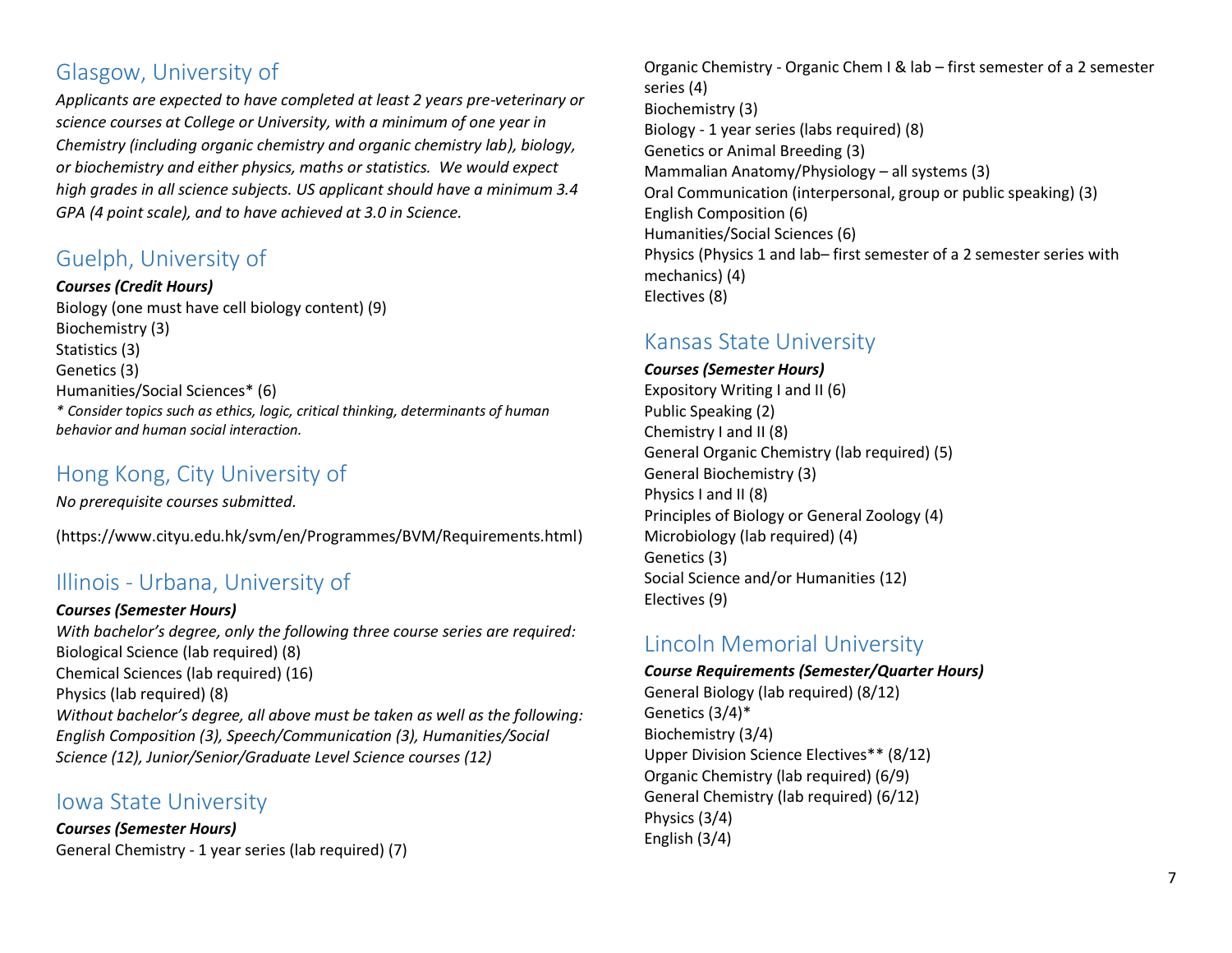## Glasgow, University of

*Applicants are expected to have completed at least 2 years pre-veterinary or science courses at College or University, with a minimum of one year in Chemistry (including organic chemistry and organic chemistry lab), biology, or biochemistry and either physics, maths or statistics. We would expect high grades in all science subjects. US applicant should have a minimum 3.4 GPA (4 point scale), and to have achieved at 3.0 in Science.*

## Guelph, University of

***Courses (Credit Hours)***

Biology (one must have cell biology content) (9)
Biochemistry (3)
Statistics (3)
Genetics (3)
Humanities/Social Sciences* (6)
*\* Consider topics such as ethics, logic, critical thinking, determinants of human behavior and human social interaction.*

## Hong Kong, City University of

*No prerequisite courses submitted.*

(https://www.cityu.edu.hk/svm/en/Programmes/BVM/Requirements.html)

## Illinois - Urbana, University of

***Courses (Semester Hours)***

*With bachelor's degree, only the following three course series are required:*
Biological Science (lab required) (8)
Chemical Sciences (lab required) (16)
Physics (lab required) (8)
*Without bachelor's degree, all above must be taken as well as the following: English Composition (3), Speech/Communication (3), Humanities/Social Science (12), Junior/Senior/Graduate Level Science courses (12)*

## Iowa State University

***Courses (Semester Hours)***

General Chemistry - 1 year series (lab required) (7)
Organic Chemistry - Organic Chem I & lab – first semester of a 2 semester series (4)
Biochemistry (3)
Biology - 1 year series (labs required) (8)
Genetics or Animal Breeding (3)
Mammalian Anatomy/Physiology – all systems (3)
Oral Communication (interpersonal, group or public speaking) (3)
English Composition (6)
Humanities/Social Sciences (6)
Physics (Physics 1 and lab– first semester of a 2 semester series with mechanics) (4)
Electives (8)

## Kansas State University

***Courses (Semester Hours)***

Expository Writing I and II (6)
Public Speaking (2)
Chemistry I and II (8)
General Organic Chemistry (lab required) (5)
General Biochemistry (3)
Physics I and II (8)
Principles of Biology or General Zoology (4)
Microbiology (lab required) (4)
Genetics (3)
Social Science and/or Humanities (12)
Electives (9)

## Lincoln Memorial University

***Course Requirements (Semester/Quarter Hours)***

General Biology (lab required) (8/12)
Genetics (3/4)*
Biochemistry (3/4)
Upper Division Science Electives** (8/12)
Organic Chemistry (lab required) (6/9)
General Chemistry (lab required) (6/12)
Physics (3/4)
English (3/4)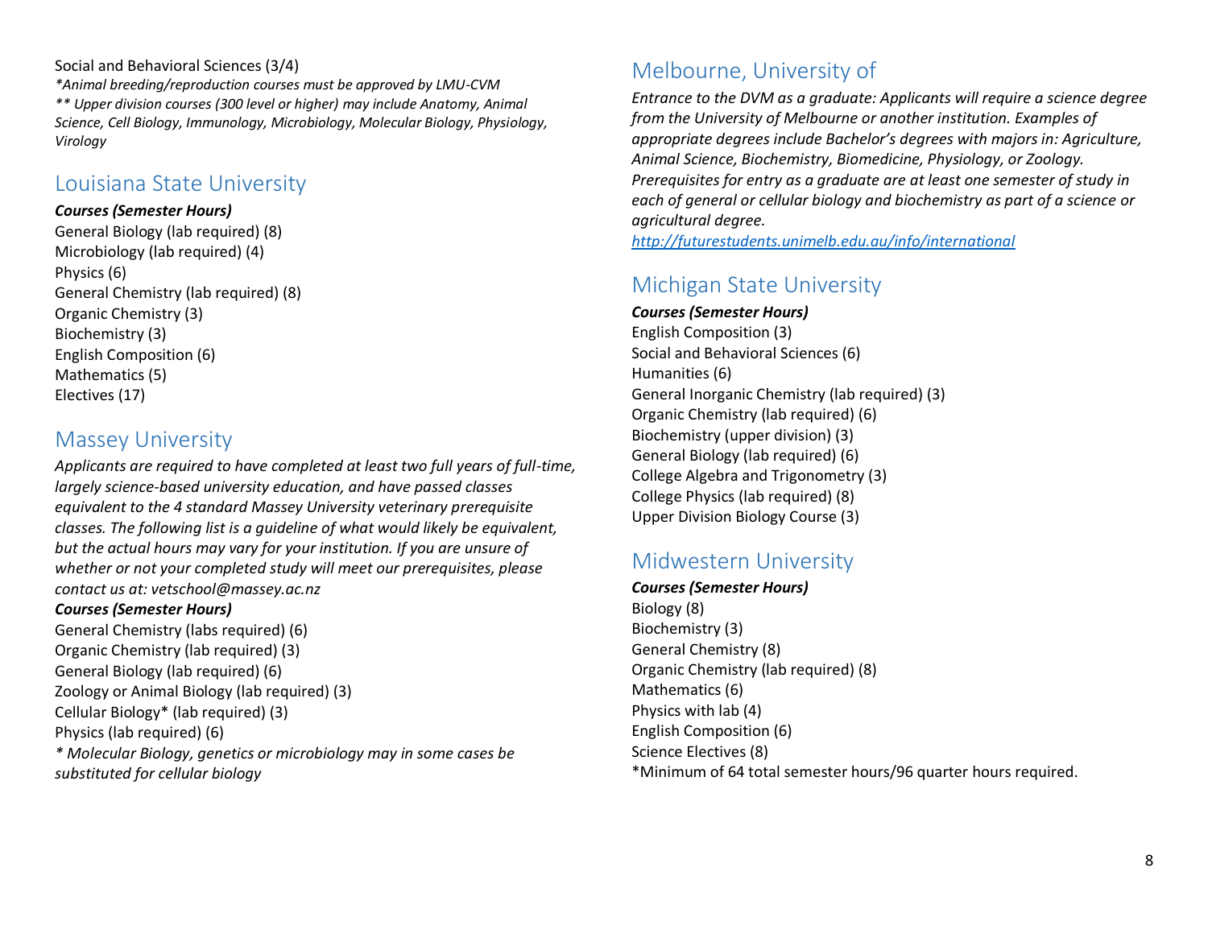Social and Behavioral Sciences (3/4)

*\*Animal breeding/reproduction courses must be approved by LMU-CVM*
*\*\* Upper division courses (300 level or higher) may include Anatomy, Animal Science, Cell Biology, Immunology, Microbiology, Molecular Biology, Physiology, Virology*

## Louisiana State University

***Courses (Semester Hours)***

General Biology (lab required) (8)
Microbiology (lab required) (4)
Physics (6)
General Chemistry (lab required) (8)
Organic Chemistry (3)
Biochemistry (3)
English Composition (6)
Mathematics (5)
Electives (17)

## Massey University

*Applicants are required to have completed at least two full years of full-time, largely science-based university education, and have passed classes equivalent to the 4 standard Massey University veterinary prerequisite classes. The following list is a guideline of what would likely be equivalent, but the actual hours may vary for your institution. If you are unsure of whether or not your completed study will meet our prerequisites, please contact us at: vetschool@massey.ac.nz*

***Courses (Semester Hours)***

General Chemistry (labs required) (6)
Organic Chemistry (lab required) (3)
General Biology (lab required) (6)
Zoology or Animal Biology (lab required) (3)
Cellular Biology* (lab required) (3)
Physics (lab required) (6)

*\* Molecular Biology, genetics or microbiology may in some cases be substituted for cellular biology*

## Melbourne, University of

*Entrance to the DVM as a graduate: Applicants will require a science degree from the University of Melbourne or another institution. Examples of appropriate degrees include Bachelor's degrees with majors in: Agriculture, Animal Science, Biochemistry, Biomedicine, Physiology, or Zoology. Prerequisites for entry as a graduate are at least one semester of study in each of general or cellular biology and biochemistry as part of a science or agricultural degree.*

*http://futurestudents.unimelb.edu.au/info/international*

## Michigan State University

***Courses (Semester Hours)***

English Composition (3)
Social and Behavioral Sciences (6)
Humanities (6)
General Inorganic Chemistry (lab required) (3)
Organic Chemistry (lab required) (6)
Biochemistry (upper division) (3)
General Biology (lab required) (6)
College Algebra and Trigonometry (3)
College Physics (lab required) (8)
Upper Division Biology Course (3)

## Midwestern University

***Courses (Semester Hours)***

Biology (8)
Biochemistry (3)
General Chemistry (8)
Organic Chemistry (lab required) (8)
Mathematics (6)
Physics with lab (4)
English Composition (6)
Science Electives (8)
*Minimum of 64 total semester hours/96 quarter hours required.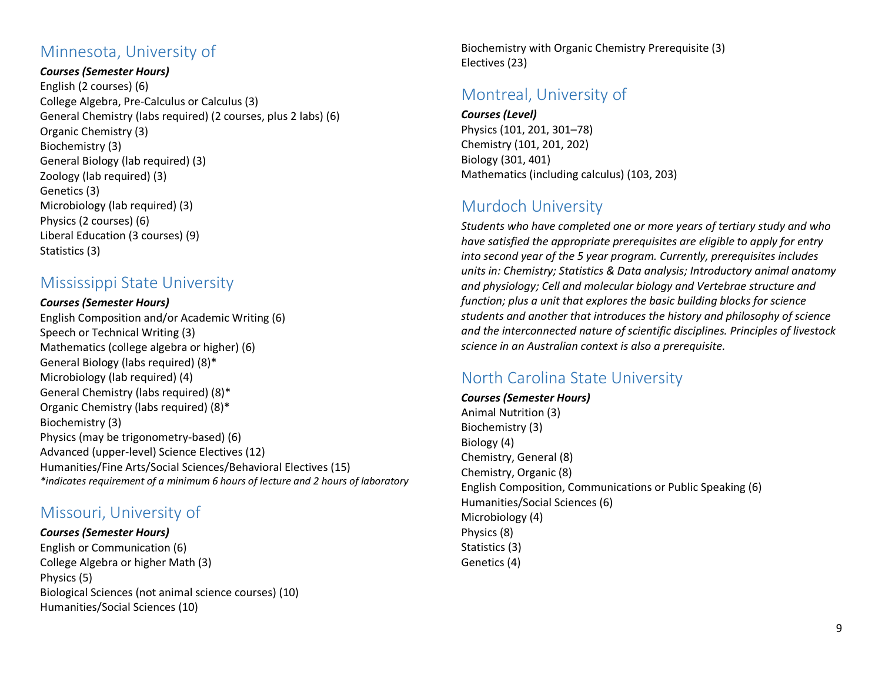## Minnesota, University of

***Courses (Semester Hours)***

English (2 courses) (6)
College Algebra, Pre-Calculus or Calculus (3)
General Chemistry (labs required) (2 courses, plus 2 labs) (6)
Organic Chemistry (3)
Biochemistry (3)
General Biology (lab required) (3)
Zoology (lab required) (3)
Genetics (3)
Microbiology (lab required) (3)
Physics (2 courses) (6)
Liberal Education (3 courses) (9)
Statistics (3)

## Mississippi State University

***Courses (Semester Hours)***

English Composition and/or Academic Writing (6)
Speech or Technical Writing (3)
Mathematics (college algebra or higher) (6)
General Biology (labs required) (8)*
Microbiology (lab required) (4)
General Chemistry (labs required) (8)*
Organic Chemistry (labs required) (8)*
Biochemistry (3)
Physics (may be trigonometry-based) (6)
Advanced (upper-level) Science Electives (12)
Humanities/Fine Arts/Social Sciences/Behavioral Electives (15)
**indicates requirement of a minimum 6 hours of lecture and 2 hours of laboratory*

## Missouri, University of

***Courses (Semester Hours)***

English or Communication (6)
College Algebra or higher Math (3)
Physics (5)
Biological Sciences (not animal science courses) (10)
Humanities/Social Sciences (10)
Biochemistry with Organic Chemistry Prerequisite (3)
Electives (23)

## Montreal, University of

***Courses (Level)***

Physics (101, 201, 301–78)
Chemistry (101, 201, 202)
Biology (301, 401)
Mathematics (including calculus) (103, 203)

## Murdoch University

*Students who have completed one or more years of tertiary study and who have satisfied the appropriate prerequisites are eligible to apply for entry into second year of the 5 year program. Currently, prerequisites includes units in: Chemistry; Statistics & Data analysis; Introductory animal anatomy and physiology; Cell and molecular biology and Vertebrae structure and function; plus a unit that explores the basic building blocks for science students and another that introduces the history and philosophy of science and the interconnected nature of scientific disciplines. Principles of livestock science in an Australian context is also a prerequisite.*

## North Carolina State University

***Courses (Semester Hours)***

Animal Nutrition (3)
Biochemistry (3)
Biology (4)
Chemistry, General (8)
Chemistry, Organic (8)
English Composition, Communications or Public Speaking (6)
Humanities/Social Sciences (6)
Microbiology (4)
Physics (8)
Statistics (3)
Genetics (4)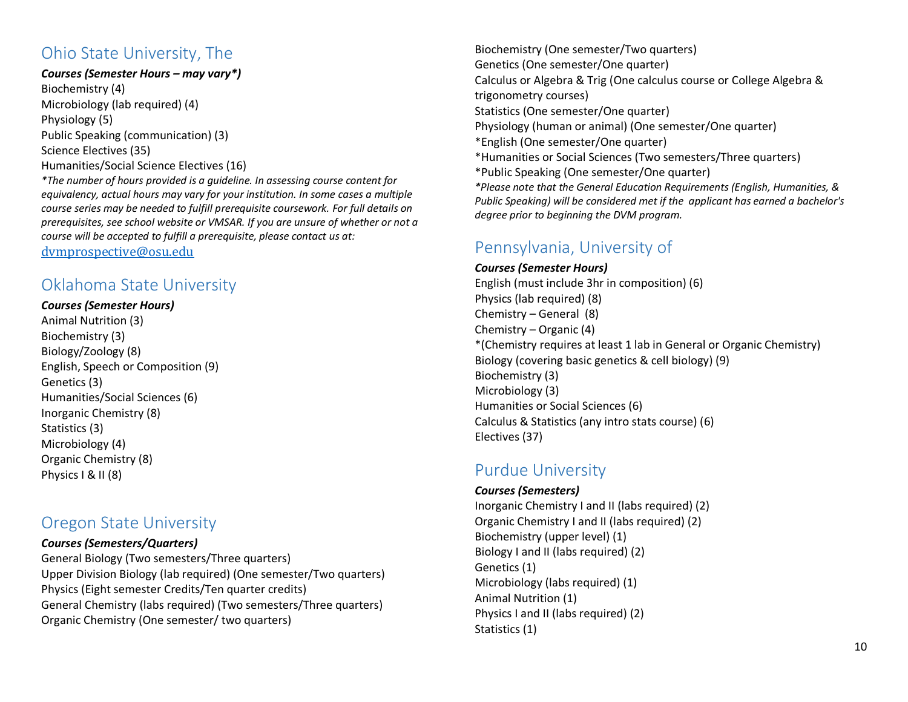## Ohio State University, The

***Courses (Semester Hours – may vary*)***

Biochemistry (4)
Microbiology (lab required) (4)
Physiology (5)
Public Speaking (communication) (3)
Science Electives (35)
Humanities/Social Science Electives (16)

**The number of hours provided is a guideline. In assessing course content for equivalency, actual hours may vary for your institution. In some cases a multiple course series may be needed to fulfill prerequisite coursework. For full details on prerequisites, see school website or VMSAR. If you are unsure of whether or not a course will be accepted to fulfill a prerequisite, please contact us at:*

dvmprospective@osu.edu

## Oklahoma State University

***Courses (Semester Hours)***

Animal Nutrition (3)
Biochemistry (3)
Biology/Zoology (8)
English, Speech or Composition (9)
Genetics (3)
Humanities/Social Sciences (6)
Inorganic Chemistry (8)
Statistics (3)
Microbiology (4)
Organic Chemistry (8)
Physics I & II (8)

## Oregon State University

***Courses (Semesters/Quarters)***

General Biology (Two semesters/Three quarters)
Upper Division Biology (lab required) (One semester/Two quarters)
Physics (Eight semester Credits/Ten quarter credits)
General Chemistry (labs required) (Two semesters/Three quarters)
Organic Chemistry (One semester/ two quarters)
Biochemistry (One semester/Two quarters)
Genetics (One semester/One quarter)
Calculus or Algebra & Trig (One calculus course or College Algebra & trigonometry courses)
Statistics (One semester/One quarter)
Physiology (human or animal) (One semester/One quarter)
*English (One semester/One quarter)
*Humanities or Social Sciences (Two semesters/Three quarters)
*Public Speaking (One semester/One quarter)

**Please note that the General Education Requirements (English, Humanities, & Public Speaking) will be considered met if the applicant has earned a bachelor's degree prior to beginning the DVM program.*

## Pennsylvania, University of

***Courses (Semester Hours)***

English (must include 3hr in composition) (6)
Physics (lab required) (8)
Chemistry – General (8)
Chemistry – Organic (4)
*(Chemistry requires at least 1 lab in General or Organic Chemistry)
Biology (covering basic genetics & cell biology) (9)
Biochemistry (3)
Microbiology (3)
Humanities or Social Sciences (6)
Calculus & Statistics (any intro stats course) (6)
Electives (37)

## Purdue University

***Courses (Semesters)***

Inorganic Chemistry I and II (labs required) (2)
Organic Chemistry I and II (labs required) (2)
Biochemistry (upper level) (1)
Biology I and II (labs required) (2)
Genetics (1)
Microbiology (labs required) (1)
Animal Nutrition (1)
Physics I and II (labs required) (2)
Statistics (1)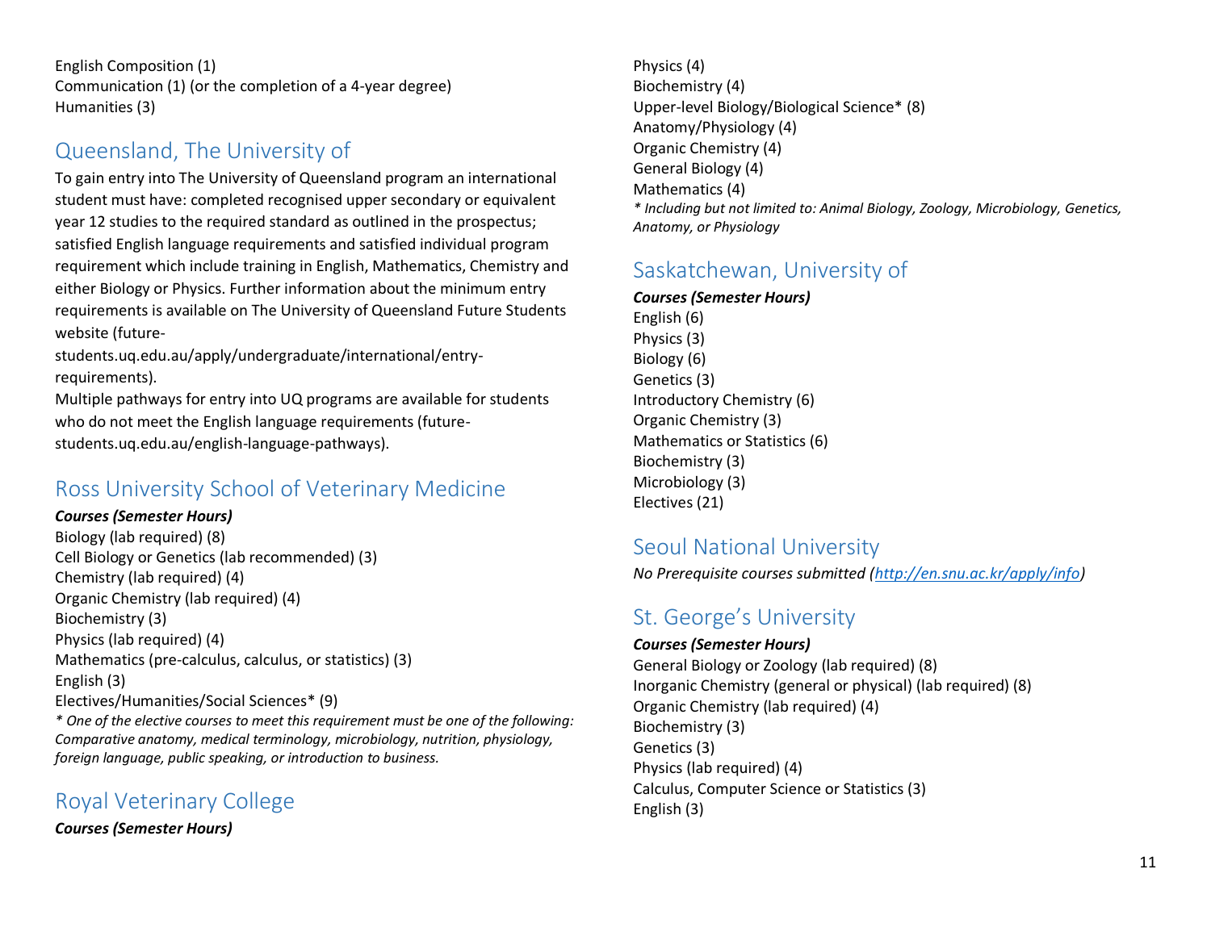English Composition (1)
Communication (1) (or the completion of a 4-year degree)
Humanities (3)

## Queensland, The University of

To gain entry into The University of Queensland program an international student must have: completed recognised upper secondary or equivalent year 12 studies to the required standard as outlined in the prospectus; satisfied English language requirements and satisfied individual program requirement which include training in English, Mathematics, Chemistry and either Biology or Physics. Further information about the minimum entry requirements is available on The University of Queensland Future Students website (future-students.uq.edu.au/apply/undergraduate/international/entry-requirements).

Multiple pathways for entry into UQ programs are available for students who do not meet the English language requirements (future-students.uq.edu.au/english-language-pathways).

## Ross University School of Veterinary Medicine

***Courses (Semester Hours)***

Biology (lab required) (8)
Cell Biology or Genetics (lab recommended) (3)
Chemistry (lab required) (4)
Organic Chemistry (lab required) (4)
Biochemistry (3)
Physics (lab required) (4)
Mathematics (pre-calculus, calculus, or statistics) (3)
English (3)
Electives/Humanities/Social Sciences* (9)

*\* One of the elective courses to meet this requirement must be one of the following: Comparative anatomy, medical terminology, microbiology, nutrition, physiology, foreign language, public speaking, or introduction to business.*

## Royal Veterinary College

***Courses (Semester Hours)***

Physics (4)
Biochemistry (4)
Upper-level Biology/Biological Science* (8)
Anatomy/Physiology (4)
Organic Chemistry (4)
General Biology (4)
Mathematics (4)

*\* Including but not limited to: Animal Biology, Zoology, Microbiology, Genetics, Anatomy, or Physiology*

## Saskatchewan, University of

***Courses (Semester Hours)***

English (6)
Physics (3)
Biology (6)
Genetics (3)
Introductory Chemistry (6)
Organic Chemistry (3)
Mathematics or Statistics (6)
Biochemistry (3)
Microbiology (3)
Electives (21)

## Seoul National University

*No Prerequisite courses submitted (http://en.snu.ac.kr/apply/info)*

## St. George's University

***Courses (Semester Hours)***

General Biology or Zoology (lab required) (8)
Inorganic Chemistry (general or physical) (lab required) (8)
Organic Chemistry (lab required) (4)
Biochemistry (3)
Genetics (3)
Physics (lab required) (4)
Calculus, Computer Science or Statistics (3)
English (3)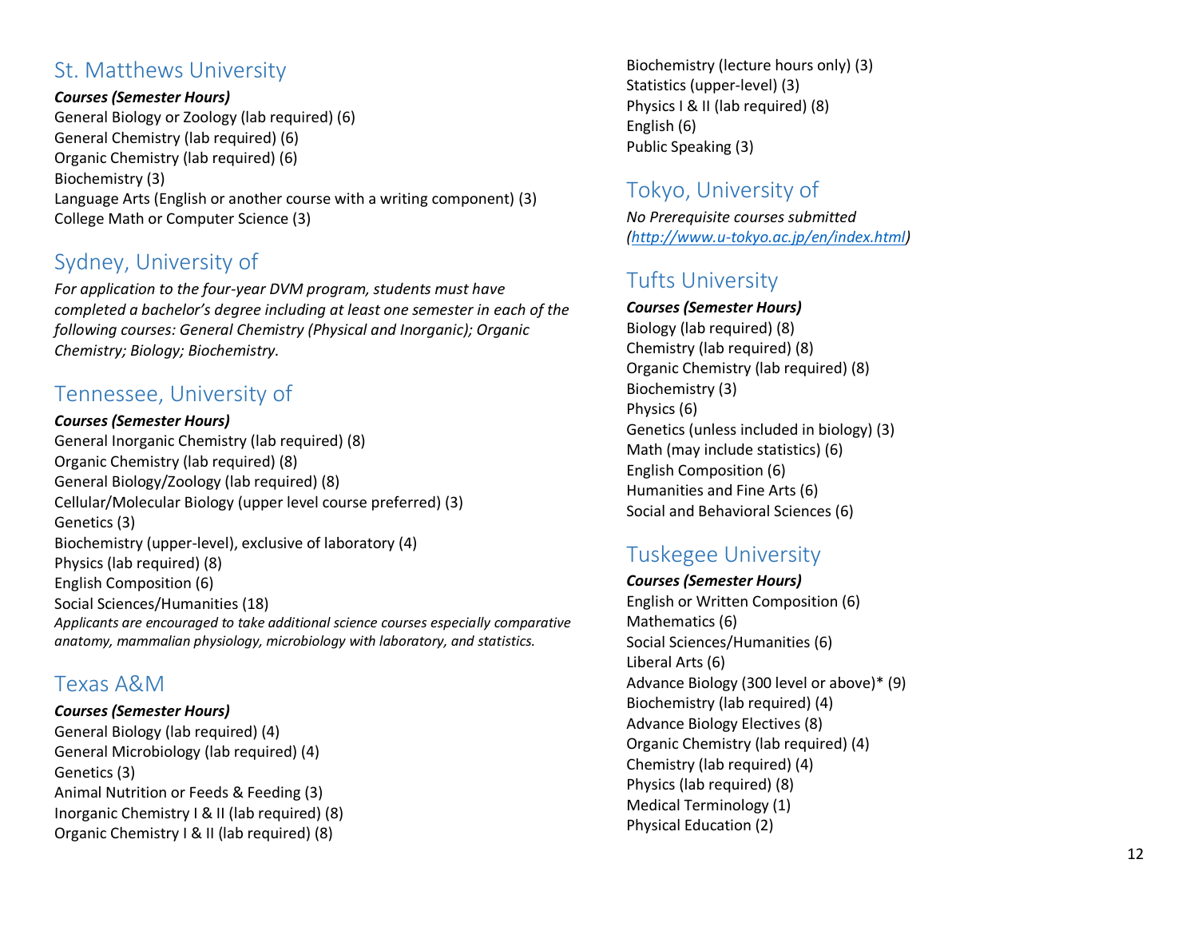## St. Matthews University

***Courses (Semester Hours)***

General Biology or Zoology (lab required) (6)
General Chemistry (lab required) (6)
Organic Chemistry (lab required) (6)
Biochemistry (3)
Language Arts (English or another course with a writing component) (3)
College Math or Computer Science (3)

## Sydney, University of

*For application to the four-year DVM program, students must have completed a bachelor's degree including at least one semester in each of the following courses: General Chemistry (Physical and Inorganic); Organic Chemistry; Biology; Biochemistry.*

## Tennessee, University of

***Courses (Semester Hours)***

General Inorganic Chemistry (lab required) (8)
Organic Chemistry (lab required) (8)
General Biology/Zoology (lab required) (8)
Cellular/Molecular Biology (upper level course preferred) (3)
Genetics (3)
Biochemistry (upper-level), exclusive of laboratory (4)
Physics (lab required) (8)
English Composition (6)
Social Sciences/Humanities (18)

*Applicants are encouraged to take additional science courses especially comparative anatomy, mammalian physiology, microbiology with laboratory, and statistics.*

## Texas A&M

***Courses (Semester Hours)***

General Biology (lab required) (4)
General Microbiology (lab required) (4)
Genetics (3)
Animal Nutrition or Feeds & Feeding (3)
Inorganic Chemistry I & II (lab required) (8)
Organic Chemistry I & II (lab required) (8)
Biochemistry (lecture hours only) (3)
Statistics (upper-level) (3)
Physics I & II (lab required) (8)
English (6)
Public Speaking (3)

## Tokyo, University of

*No Prerequisite courses submitted ([http://www.u-tokyo.ac.jp/en/index.html](http://www.u-tokyo.ac.jp/en/index.html))*

## Tufts University

***Courses (Semester Hours)***

Biology (lab required) (8)
Chemistry (lab required) (8)
Organic Chemistry (lab required) (8)
Biochemistry (3)
Physics (6)
Genetics (unless included in biology) (3)
Math (may include statistics) (6)
English Composition (6)
Humanities and Fine Arts (6)
Social and Behavioral Sciences (6)

## Tuskegee University

***Courses (Semester Hours)***

English or Written Composition (6)
Mathematics (6)
Social Sciences/Humanities (6)
Liberal Arts (6)
Advance Biology (300 level or above)* (9)
Biochemistry (lab required) (4)
Advance Biology Electives (8)
Organic Chemistry (lab required) (4)
Chemistry (lab required) (4)
Physics (lab required) (8)
Medical Terminology (1)
Physical Education (2)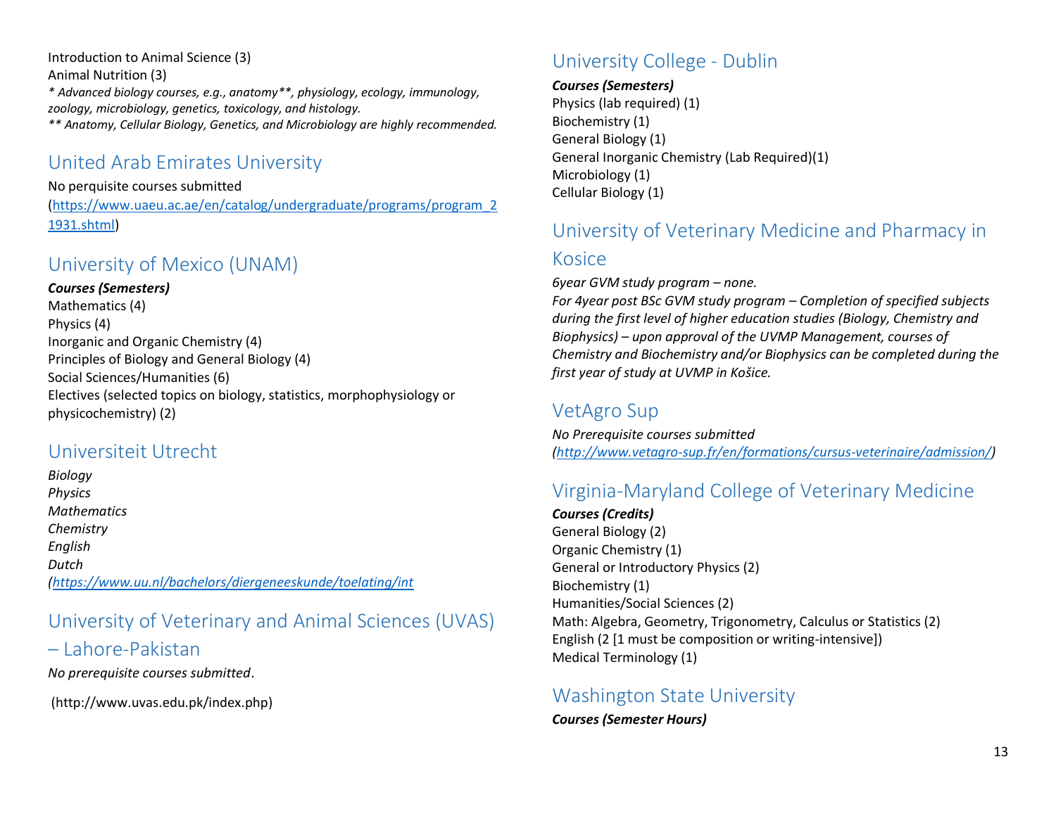Introduction to Animal Science (3)
Animal Nutrition (3)
*\* Advanced biology courses, e.g., anatomy\*\*, physiology, ecology, immunology, zoology, microbiology, genetics, toxicology, and histology.*
*\*\* Anatomy, Cellular Biology, Genetics, and Microbiology are highly recommended.*

## United Arab Emirates University

No perquisite courses submitted
([https://www.uaeu.ac.ae/en/catalog/undergraduate/programs/program_21931.shtml](https://www.uaeu.ac.ae/en/catalog/undergraduate/programs/program_21931.shtml))

## University of Mexico (UNAM)

***Courses (Semesters)***
Mathematics (4)
Physics (4)
Inorganic and Organic Chemistry (4)
Principles of Biology and General Biology (4)
Social Sciences/Humanities (6)
Electives (selected topics on biology, statistics, morphophysiology or physicochemistry) (2)

## Universiteit Utrecht

*Biology*
*Physics*
*Mathematics*
*Chemistry*
*English*
*Dutch*
*([https://www.uu.nl/bachelors/diergeneeskunde/toelating/int](https://www.uu.nl/bachelors/diergeneeskunde/toelating/int)*

## University of Veterinary and Animal Sciences (UVAS) – Lahore-Pakistan

*No prerequisite courses submitted*.

(http://www.uvas.edu.pk/index.php)

## University College - Dublin

***Courses (Semesters)***
Physics (lab required) (1)
Biochemistry (1)
General Biology (1)
General Inorganic Chemistry (Lab Required)(1)
Microbiology (1)
Cellular Biology (1)

## University of Veterinary Medicine and Pharmacy in Kosice

*6year GVM study program – none.*
*For 4year post BSc GVM study program – Completion of specified subjects during the first level of higher education studies (Biology, Chemistry and Biophysics) – upon approval of the UVMP Management, courses of Chemistry and Biochemistry and/or Biophysics can be completed during the first year of study at UVMP in Košice.*

## VetAgro Sup

*No Prerequisite courses submitted*
*([http://www.vetagro-sup.fr/en/formations/cursus-veterinaire/admission/](http://www.vetagro-sup.fr/en/formations/cursus-veterinaire/admission/))*

## Virginia-Maryland College of Veterinary Medicine

***Courses (Credits)***
General Biology (2)
Organic Chemistry (1)
General or Introductory Physics (2)
Biochemistry (1)
Humanities/Social Sciences (2)
Math: Algebra, Geometry, Trigonometry, Calculus or Statistics (2)
English (2 [1 must be composition or writing-intensive])
Medical Terminology (1)

## Washington State University

***Courses (Semester Hours)***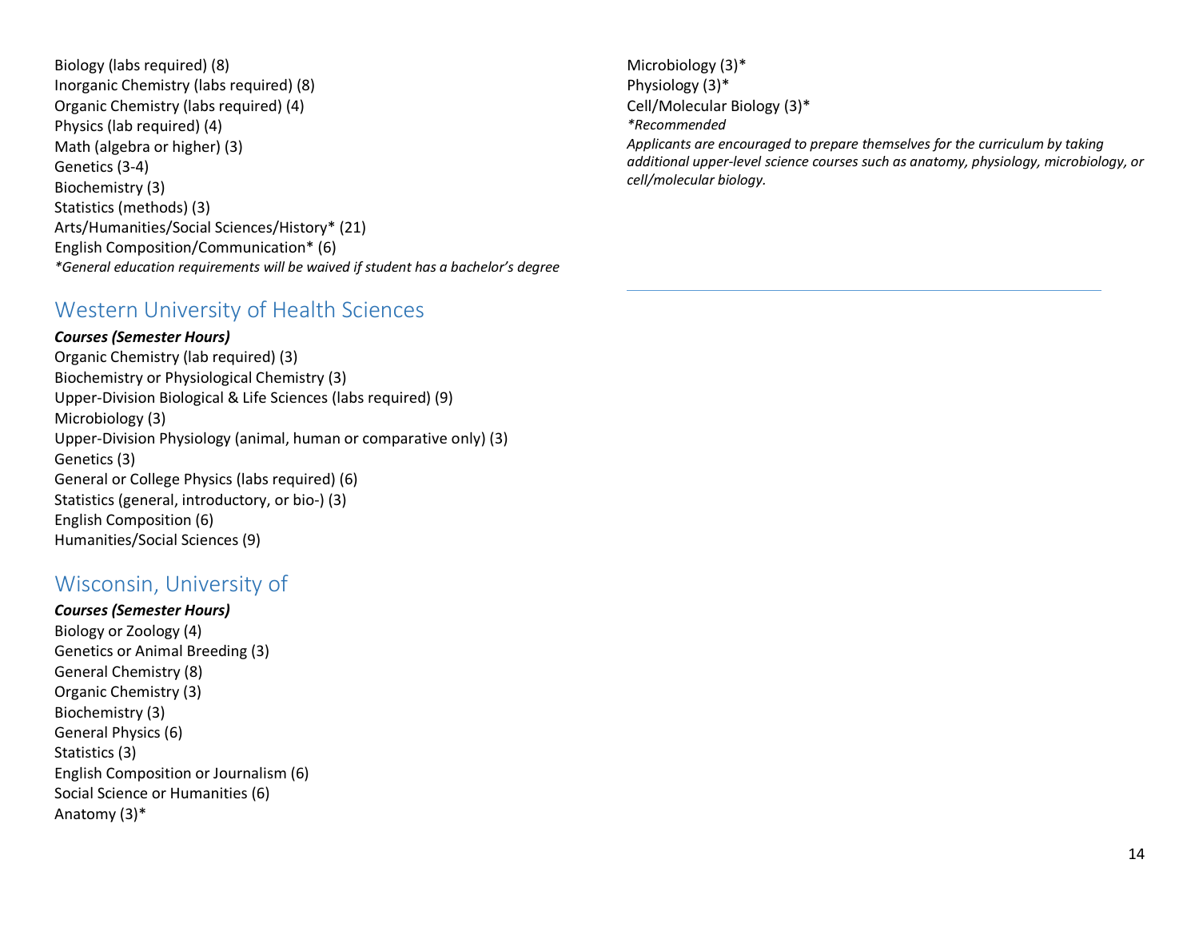Biology (labs required) (8)
Inorganic Chemistry (labs required) (8)
Organic Chemistry (labs required) (4)
Physics (lab required) (4)
Math (algebra or higher) (3)
Genetics (3-4)
Biochemistry (3)
Statistics (methods) (3)
Arts/Humanities/Social Sciences/History* (21)
English Composition/Communication* (6)
*\*General education requirements will be waived if student has a bachelor's degree*

## Western University of Health Sciences

***Courses (Semester Hours)***
Organic Chemistry (lab required) (3)
Biochemistry or Physiological Chemistry (3)
Upper-Division Biological & Life Sciences (labs required) (9)
Microbiology (3)
Upper-Division Physiology (animal, human or comparative only) (3)
Genetics (3)
General or College Physics (labs required) (6)
Statistics (general, introductory, or bio-) (3)
English Composition (6)
Humanities/Social Sciences (9)

## Wisconsin, University of

***Courses (Semester Hours)***
Biology or Zoology (4)
Genetics or Animal Breeding (3)
General Chemistry (8)
Organic Chemistry (3)
Biochemistry (3)
General Physics (6)
Statistics (3)
English Composition or Journalism (6)
Social Science or Humanities (6)
Anatomy (3)*
Microbiology (3)*
Physiology (3)*
Cell/Molecular Biology (3)*
*\*Recommended*
*Applicants are encouraged to prepare themselves for the curriculum by taking additional upper-level science courses such as anatomy, physiology, microbiology, or cell/molecular biology.*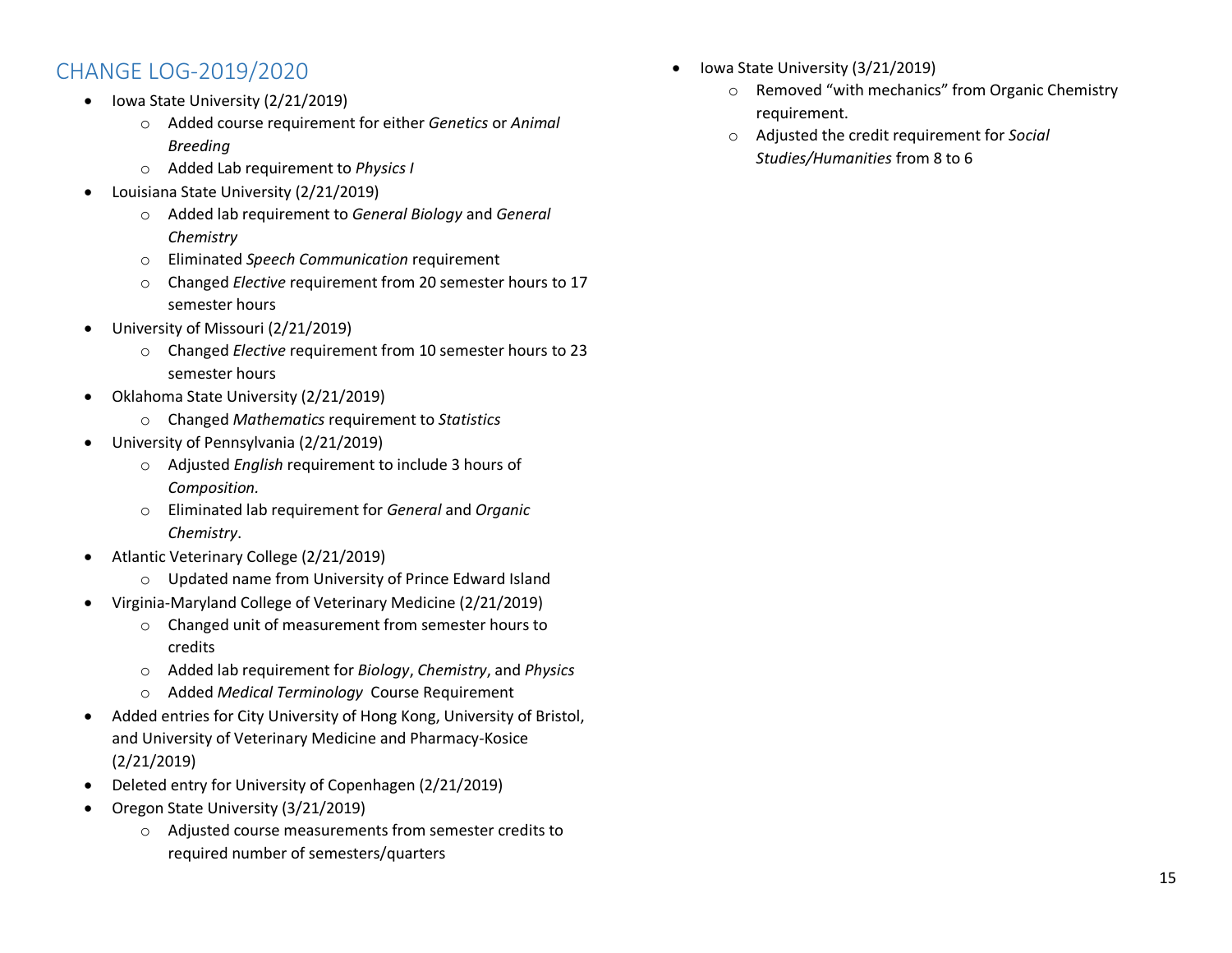## CHANGE LOG-2019/2020

- Iowa State University (2/21/2019)
  - Added course requirement for either *Genetics* or *Animal Breeding*
  - Added Lab requirement to *Physics I*
- Louisiana State University (2/21/2019)
  - Added lab requirement to *General Biology* and *General Chemistry*
  - Eliminated *Speech Communication* requirement
  - Changed *Elective* requirement from 20 semester hours to 17 semester hours
- University of Missouri (2/21/2019)
  - Changed *Elective* requirement from 10 semester hours to 23 semester hours
- Oklahoma State University (2/21/2019)
  - Changed *Mathematics* requirement to *Statistics*
- University of Pennsylvania (2/21/2019)
  - Adjusted *English* requirement to include 3 hours of *Composition.*
  - Eliminated lab requirement for *General* and *Organic Chemistry*.
- Atlantic Veterinary College (2/21/2019)
  - Updated name from University of Prince Edward Island
- Virginia-Maryland College of Veterinary Medicine (2/21/2019)
  - Changed unit of measurement from semester hours to credits
  - Added lab requirement for *Biology*, *Chemistry*, and *Physics*
  - Added *Medical Terminology* Course Requirement
- Added entries for City University of Hong Kong, University of Bristol, and University of Veterinary Medicine and Pharmacy-Kosice (2/21/2019)
- Deleted entry for University of Copenhagen (2/21/2019)
- Oregon State University (3/21/2019)
  - Adjusted course measurements from semester credits to required number of semesters/quarters
- Iowa State University (3/21/2019)
  - Removed "with mechanics" from Organic Chemistry requirement.
  - Adjusted the credit requirement for *Social Studies/Humanities* from 8 to 6